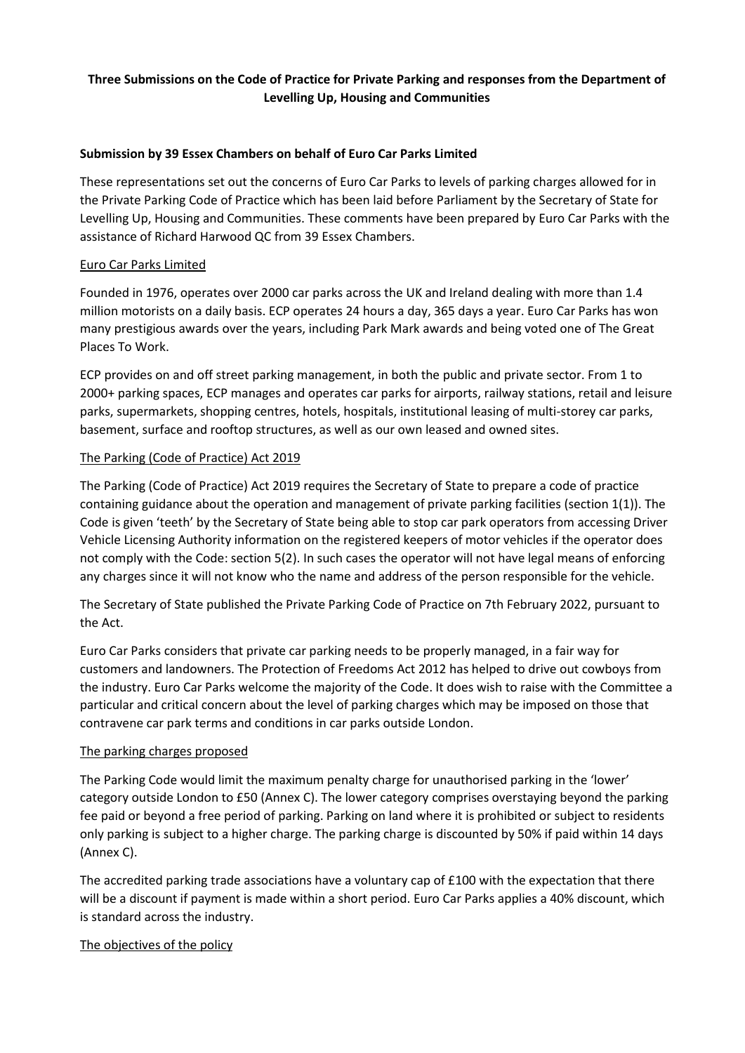# Three Submissions on the Code of Practice for Private Parking and responses from the Department of Levelling Up, Housing and Communities

## Submission by 39 Essex Chambers on behalf of Euro Car Parks Limited

These representations set out the concerns of Euro Car Parks to levels of parking charges allowed for in the Private Parking Code of Practice which has been laid before Parliament by the Secretary of State for Levelling Up, Housing and Communities. These comments have been prepared by Euro Car Parks with the assistance of Richard Harwood QC from 39 Essex Chambers.

### Euro Car Parks Limited

Founded in 1976, operates over 2000 car parks across the UK and Ireland dealing with more than 1.4 million motorists on a daily basis. ECP operates 24 hours a day, 365 days a year. Euro Car Parks has won many prestigious awards over the years, including Park Mark awards and being voted one of The Great Places To Work.

ECP provides on and off street parking management, in both the public and private sector. From 1 to 2000+ parking spaces, ECP manages and operates car parks for airports, railway stations, retail and leisure parks, supermarkets, shopping centres, hotels, hospitals, institutional leasing of multi-storey car parks, basement, surface and rooftop structures, as well as our own leased and owned sites.

### The Parking (Code of Practice) Act 2019

The Parking (Code of Practice) Act 2019 requires the Secretary of State to prepare a code of practice containing guidance about the operation and management of private parking facilities (section 1(1)). The Code is given 'teeth' by the Secretary of State being able to stop car park operators from accessing Driver Vehicle Licensing Authority information on the registered keepers of motor vehicles if the operator does not comply with the Code: section 5(2). In such cases the operator will not have legal means of enforcing any charges since it will not know who the name and address of the person responsible for the vehicle.

The Secretary of State published the Private Parking Code of Practice on 7th February 2022, pursuant to the Act.

Euro Car Parks considers that private car parking needs to be properly managed, in a fair way for customers and landowners. The Protection of Freedoms Act 2012 has helped to drive out cowboys from the industry. Euro Car Parks welcome the majority of the Code. It does wish to raise with the Committee a particular and critical concern about the level of parking charges which may be imposed on those that contravene car park terms and conditions in car parks outside London.

### The parking charges proposed

The Parking Code would limit the maximum penalty charge for unauthorised parking in the 'lower' category outside London to £50 (Annex C). The lower category comprises overstaying beyond the parking fee paid or beyond a free period of parking. Parking on land where it is prohibited or subject to residents only parking is subject to a higher charge. The parking charge is discounted by 50% if paid within 14 days (Annex C).

The accredited parking trade associations have a voluntary cap of £100 with the expectation that there will be a discount if payment is made within a short period. Euro Car Parks applies a 40% discount, which is standard across the industry.

### The objectives of the policy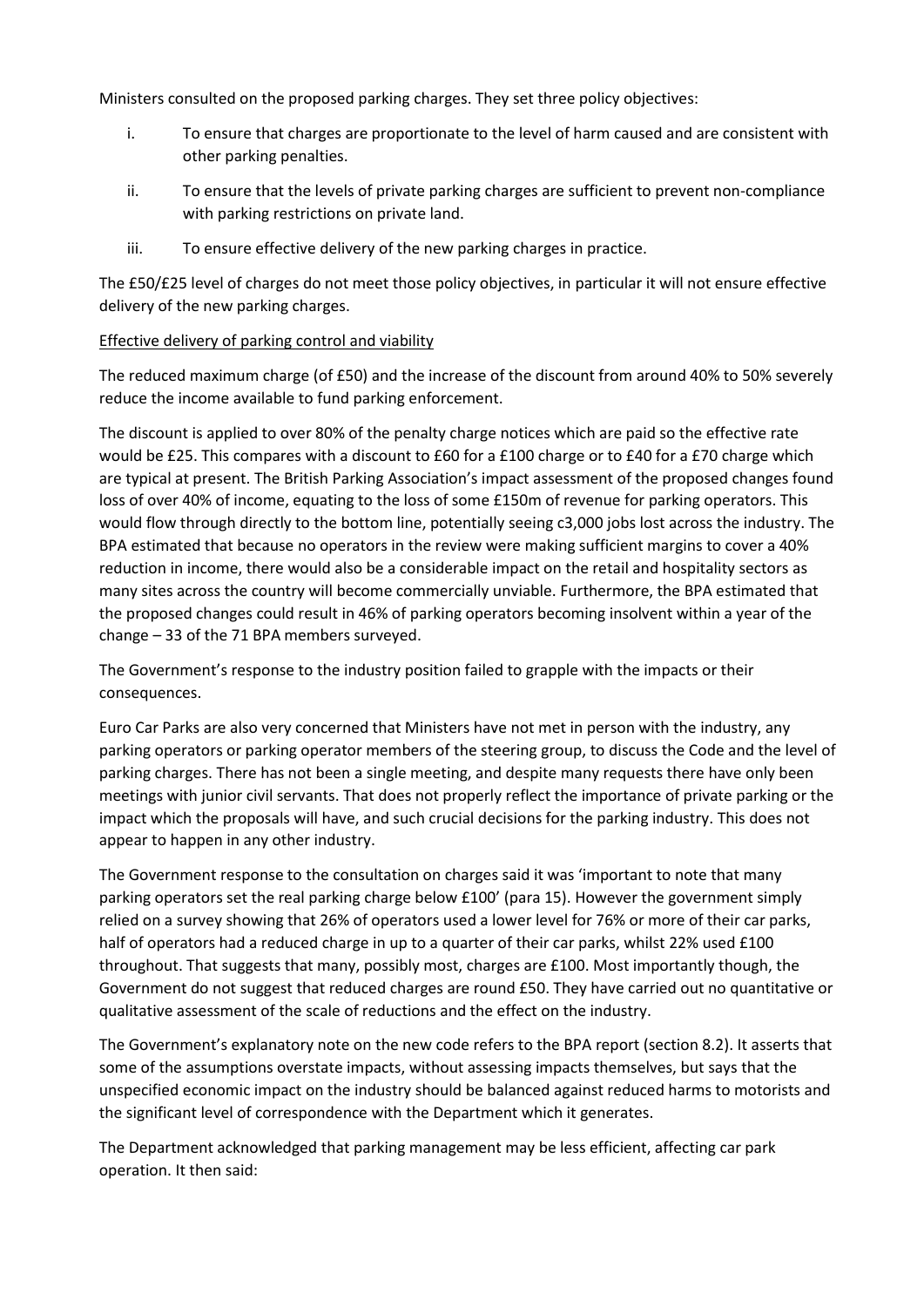Ministers consulted on the proposed parking charges. They set three policy objectives:

i. To ensure that charges are proportionate to the level of harm caused and are consistent with other parking penalties.

ii. To ensure that the levels of private parking charges are sufficient to prevent non-compliance with parking restrictions on private land.

iii. To ensure effective delivery of the new parking charges in practice.

The £50/£25 level of charges do not meet those policy objectives, in particular it will not ensure effective delivery of the new parking charges.

<u>Effective delivery of parking control and viability</u>

The reduced maximum charge (of £50) and the increase of the discount from around 40% to 50% severely reduce the income available to fund parking enforcement.

The discount is applied to over 80% of the penalty charge notices which are paid so the effective rate would be £25. This compares with a discount to £60 for a £100 charge or to £40 for a £70 charge which are typical at present. The British Parking Association's impact assessment of the proposed changes found loss of over 40% of income, equating to the loss of some £150m of revenue for parking operators. This would flow through directly to the bottom line, potentially seeing c3,000 jobs lost across the industry. The BPA estimated that because no operators in the review were making sufficient margins to cover a 40% reduction in income, there would also be a considerable impact on the retail and hospitality sectors as many sites across the country will become commercially unviable. Furthermore, the BPA estimated that the proposed changes could result in 46% of parking operators becoming insolvent within a year of the change – 33 of the 71 BPA members surveyed.

The Government's response to the industry position failed to grapple with the impacts or their consequences.

Euro Car Parks are also very concerned that Ministers have not met in person with the industry, any parking operators or parking operator members of the steering group, to discuss the Code and the level of parking charges. There has not been a single meeting, and despite many requests there have only been meetings with junior civil servants. That does not properly reflect the importance of private parking or the impact which the proposals will have, and such crucial decisions for the parking industry. This does not appear to happen in any other industry.

The Government response to the consultation on charges said it was 'important to note that many parking operators set the real parking charge below £100' (para 15). However the government simply relied on a survey showing that 26% of operators used a lower level for 76% or more of their car parks, half of operators had a reduced charge in up to a quarter of their car parks, whilst 22% used £100 throughout. That suggests that many, possibly most, charges are £100. Most importantly though, the Government do not suggest that reduced charges are round £50. They have carried out no quantitative or qualitative assessment of the scale of reductions and the effect on the industry.

The Government's explanatory note on the new code refers to the BPA report (section 8.2). It asserts that some of the assumptions overstate impacts, without assessing impacts themselves, but says that the unspecified economic impact on the industry should be balanced against reduced harms to motorists and the significant level of correspondence with the Department which it generates.

The Department acknowledged that parking management may be less efficient, affecting car park operation. It then said: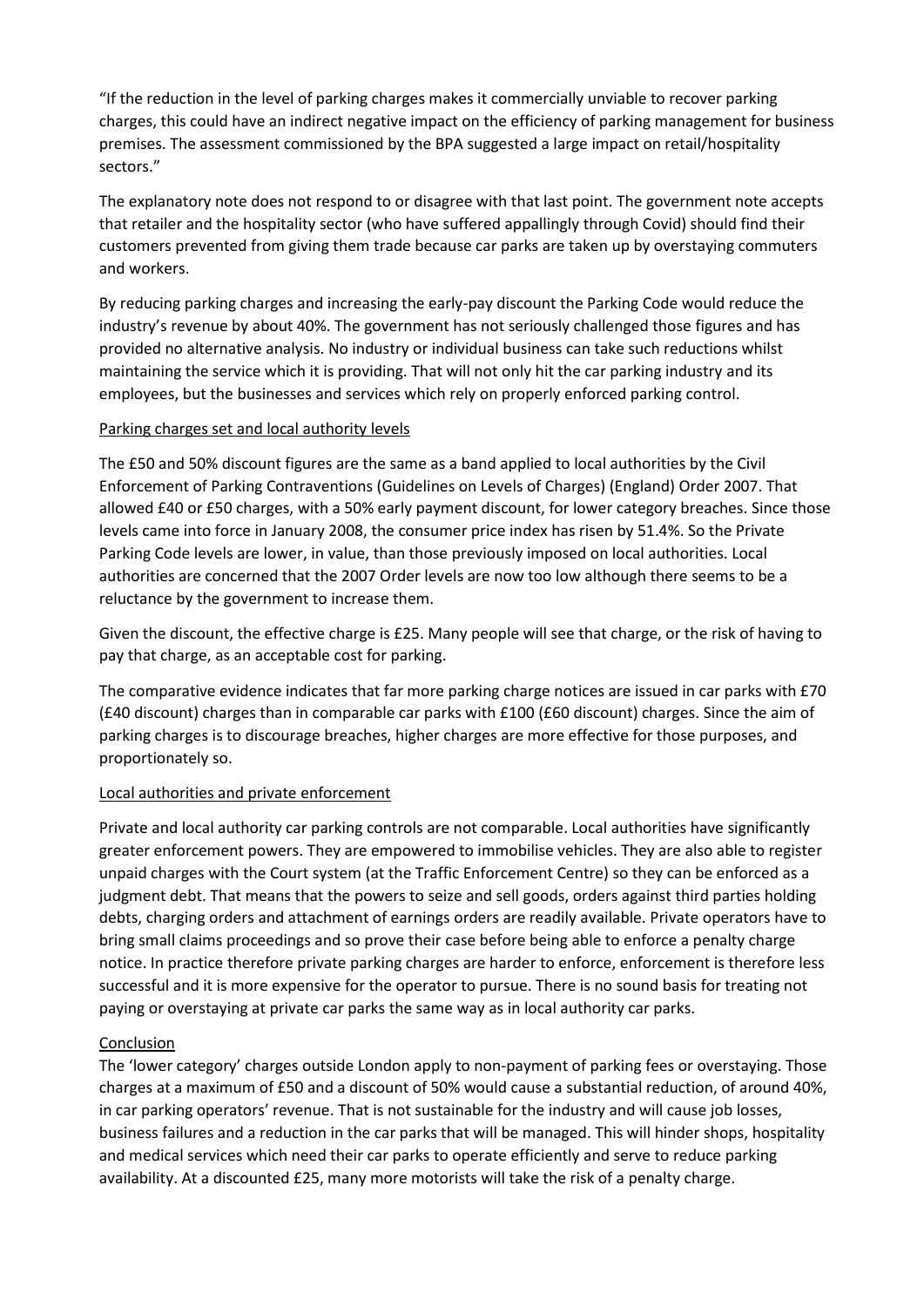"If the reduction in the level of parking charges makes it commercially unviable to recover parking charges, this could have an indirect negative impact on the efficiency of parking management for business premises. The assessment commissioned by the BPA suggested a large impact on retail/hospitality sectors."

The explanatory note does not respond to or disagree with that last point. The government note accepts that retailer and the hospitality sector (who have suffered appallingly through Covid) should find their customers prevented from giving them trade because car parks are taken up by overstaying commuters and workers.

By reducing parking charges and increasing the early-pay discount the Parking Code would reduce the industry's revenue by about 40%. The government has not seriously challenged those figures and has provided no alternative analysis. No industry or individual business can take such reductions whilst maintaining the service which it is providing. That will not only hit the car parking industry and its employees, but the businesses and services which rely on properly enforced parking control.

<u>Parking charges set and local authority levels</u>

The £50 and 50% discount figures are the same as a band applied to local authorities by the Civil Enforcement of Parking Contraventions (Guidelines on Levels of Charges) (England) Order 2007. That allowed £40 or £50 charges, with a 50% early payment discount, for lower category breaches. Since those levels came into force in January 2008, the consumer price index has risen by 51.4%. So the Private Parking Code levels are lower, in value, than those previously imposed on local authorities. Local authorities are concerned that the 2007 Order levels are now too low although there seems to be a reluctance by the government to increase them.

Given the discount, the effective charge is £25. Many people will see that charge, or the risk of having to pay that charge, as an acceptable cost for parking.

The comparative evidence indicates that far more parking charge notices are issued in car parks with £70 (£40 discount) charges than in comparable car parks with £100 (£60 discount) charges. Since the aim of parking charges is to discourage breaches, higher charges are more effective for those purposes, and proportionately so.

<u>Local authorities and private enforcement</u>

Private and local authority car parking controls are not comparable. Local authorities have significantly greater enforcement powers. They are empowered to immobilise vehicles. They are also able to register unpaid charges with the Court system (at the Traffic Enforcement Centre) so they can be enforced as a judgment debt. That means that the powers to seize and sell goods, orders against third parties holding debts, charging orders and attachment of earnings orders are readily available. Private operators have to bring small claims proceedings and so prove their case before being able to enforce a penalty charge notice. In practice therefore private parking charges are harder to enforce, enforcement is therefore less successful and it is more expensive for the operator to pursue. There is no sound basis for treating not paying or overstaying at private car parks the same way as in local authority car parks.

<u>Conclusion</u>

The 'lower category' charges outside London apply to non-payment of parking fees or overstaying. Those charges at a maximum of £50 and a discount of 50% would cause a substantial reduction, of around 40%, in car parking operators' revenue. That is not sustainable for the industry and will cause job losses, business failures and a reduction in the car parks that will be managed. This will hinder shops, hospitality and medical services which need their car parks to operate efficiently and serve to reduce parking availability. At a discounted £25, many more motorists will take the risk of a penalty charge.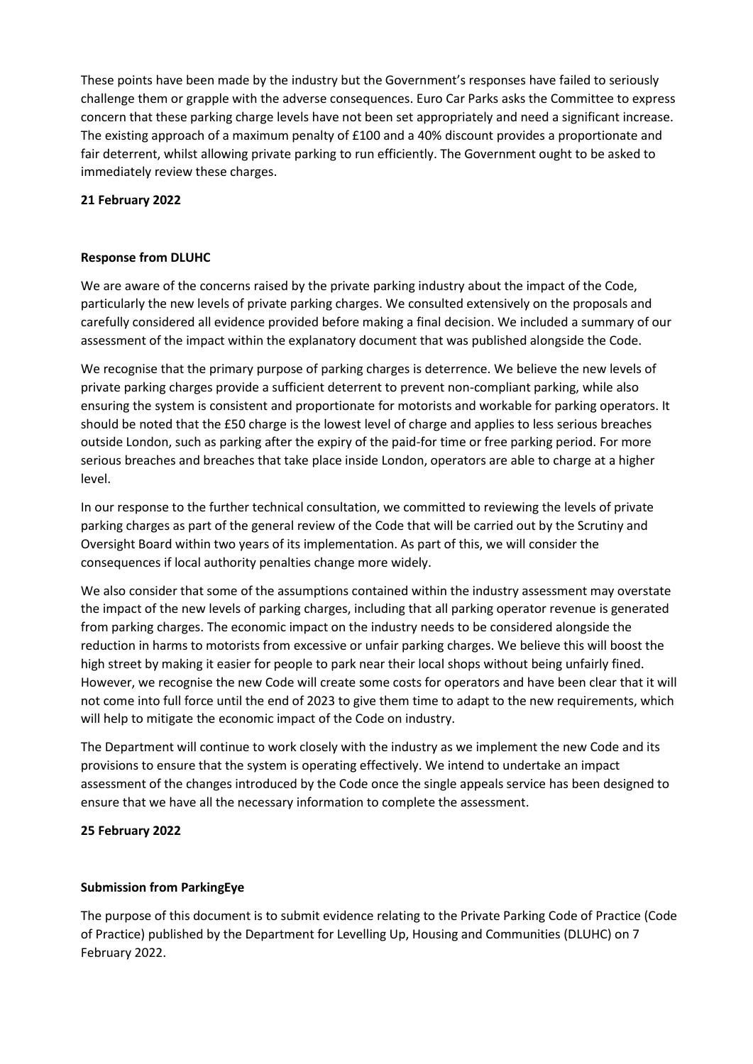These points have been made by the industry but the Government's responses have failed to seriously challenge them or grapple with the adverse consequences. Euro Car Parks asks the Committee to express concern that these parking charge levels have not been set appropriately and need a significant increase. The existing approach of a maximum penalty of £100 and a 40% discount provides a proportionate and fair deterrent, whilst allowing private parking to run efficiently. The Government ought to be asked to immediately review these charges.

**21 February 2022**

**Response from DLUHC**

We are aware of the concerns raised by the private parking industry about the impact of the Code, particularly the new levels of private parking charges. We consulted extensively on the proposals and carefully considered all evidence provided before making a final decision. We included a summary of our assessment of the impact within the explanatory document that was published alongside the Code.

We recognise that the primary purpose of parking charges is deterrence. We believe the new levels of private parking charges provide a sufficient deterrent to prevent non-compliant parking, while also ensuring the system is consistent and proportionate for motorists and workable for parking operators. It should be noted that the £50 charge is the lowest level of charge and applies to less serious breaches outside London, such as parking after the expiry of the paid-for time or free parking period. For more serious breaches and breaches that take place inside London, operators are able to charge at a higher level.

In our response to the further technical consultation, we committed to reviewing the levels of private parking charges as part of the general review of the Code that will be carried out by the Scrutiny and Oversight Board within two years of its implementation. As part of this, we will consider the consequences if local authority penalties change more widely.

We also consider that some of the assumptions contained within the industry assessment may overstate the impact of the new levels of parking charges, including that all parking operator revenue is generated from parking charges. The economic impact on the industry needs to be considered alongside the reduction in harms to motorists from excessive or unfair parking charges. We believe this will boost the high street by making it easier for people to park near their local shops without being unfairly fined. However, we recognise the new Code will create some costs for operators and have been clear that it will not come into full force until the end of 2023 to give them time to adapt to the new requirements, which will help to mitigate the economic impact of the Code on industry.

The Department will continue to work closely with the industry as we implement the new Code and its provisions to ensure that the system is operating effectively. We intend to undertake an impact assessment of the changes introduced by the Code once the single appeals service has been designed to ensure that we have all the necessary information to complete the assessment.

**25 February 2022**

**Submission from ParkingEye**

The purpose of this document is to submit evidence relating to the Private Parking Code of Practice (Code of Practice) published by the Department for Levelling Up, Housing and Communities (DLUHC) on 7 February 2022.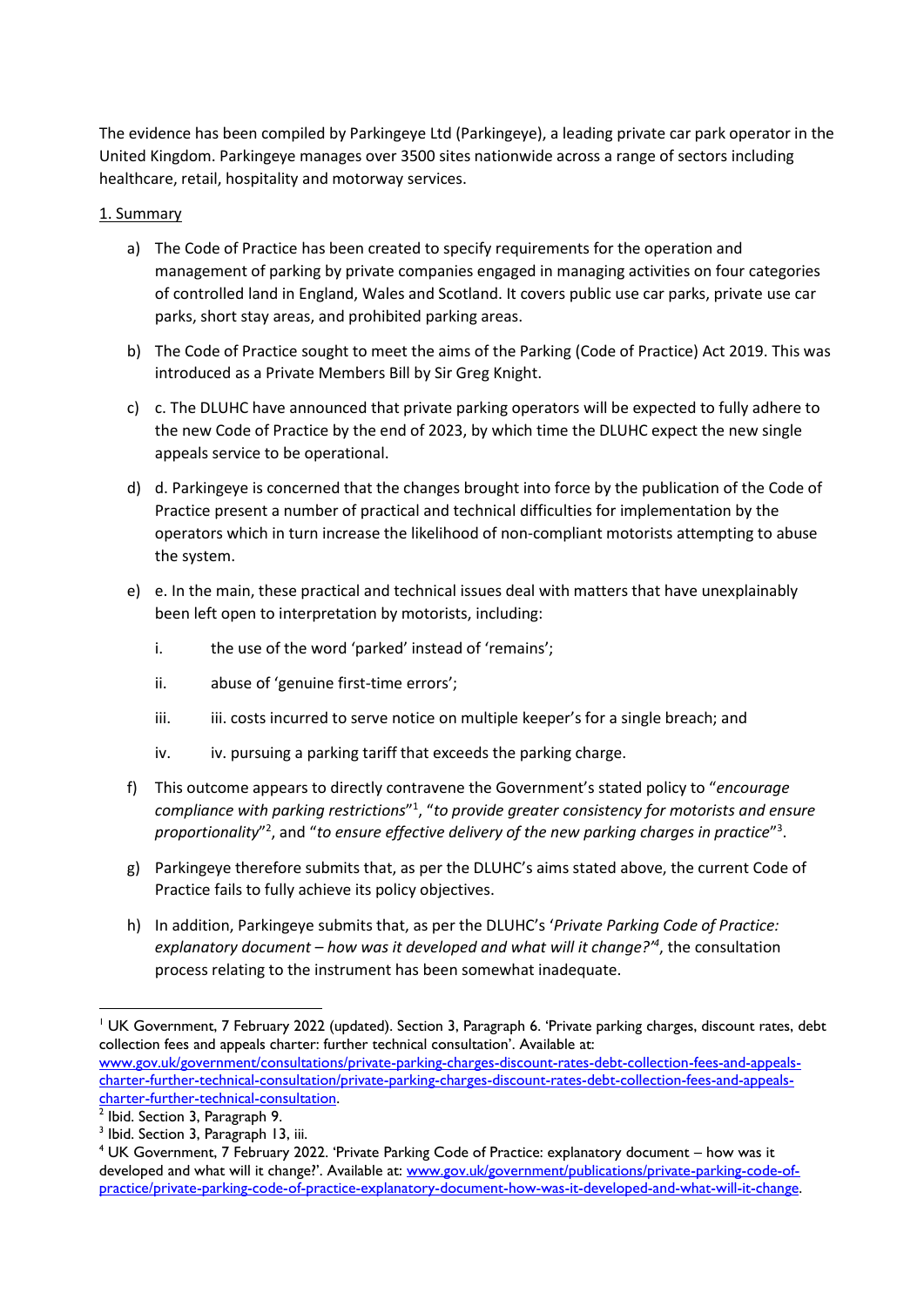The evidence has been compiled by Parkingeye Ltd (Parkingeye), a leading private car park operator in the United Kingdom. Parkingeye manages over 3500 sites nationwide across a range of sectors including healthcare, retail, hospitality and motorway services.

1. Summary

a) The Code of Practice has been created to specify requirements for the operation and management of parking by private companies engaged in managing activities on four categories of controlled land in England, Wales and Scotland. It covers public use car parks, private use car parks, short stay areas, and prohibited parking areas.

b) The Code of Practice sought to meet the aims of the Parking (Code of Practice) Act 2019. This was introduced as a Private Members Bill by Sir Greg Knight.

c) c. The DLUHC have announced that private parking operators will be expected to fully adhere to the new Code of Practice by the end of 2023, by which time the DLUHC expect the new single appeals service to be operational.

d) d. Parkingeye is concerned that the changes brought into force by the publication of the Code of Practice present a number of practical and technical difficulties for implementation by the operators which in turn increase the likelihood of non-compliant motorists attempting to abuse the system.

e) e. In the main, these practical and technical issues deal with matters that have unexplainably been left open to interpretation by motorists, including:

   i. the use of the word 'parked' instead of 'remains';

   ii. abuse of 'genuine first-time errors';

   iii. iii. costs incurred to serve notice on multiple keeper's for a single breach; and

   iv. iv. pursuing a parking tariff that exceeds the parking charge.

f) This outcome appears to directly contravene the Government's stated policy to "*encourage compliance with parking restrictions*"[1], "*to provide greater consistency for motorists and ensure proportionality*"[2], and "*to ensure effective delivery of the new parking charges in practice*"[3].

g) Parkingeye therefore submits that, as per the DLUHC's aims stated above, the current Code of Practice fails to fully achieve its policy objectives.

h) In addition, Parkingeye submits that, as per the DLUHC's '*Private Parking Code of Practice: explanatory document – how was it developed and what will it change?*'[4], the consultation process relating to the instrument has been somewhat inadequate.

---

[1] UK Government, 7 February 2022 (updated). Section 3, Paragraph 6. 'Private parking charges, discount rates, debt collection fees and appeals charter: further technical consultation'. Available at: www.gov.uk/government/consultations/private-parking-charges-discount-rates-debt-collection-fees-and-appeals-charter-further-technical-consultation/private-parking-charges-discount-rates-debt-collection-fees-and-appeals-charter-further-technical-consultation.

[2] Ibid. Section 3, Paragraph 9.

[3] Ibid. Section 3, Paragraph 13, iii.

[4] UK Government, 7 February 2022. 'Private Parking Code of Practice: explanatory document – how was it developed and what will it change?'. Available at: www.gov.uk/government/publications/private-parking-code-of-practice/private-parking-code-of-practice-explanatory-document-how-was-it-developed-and-what-will-it-change.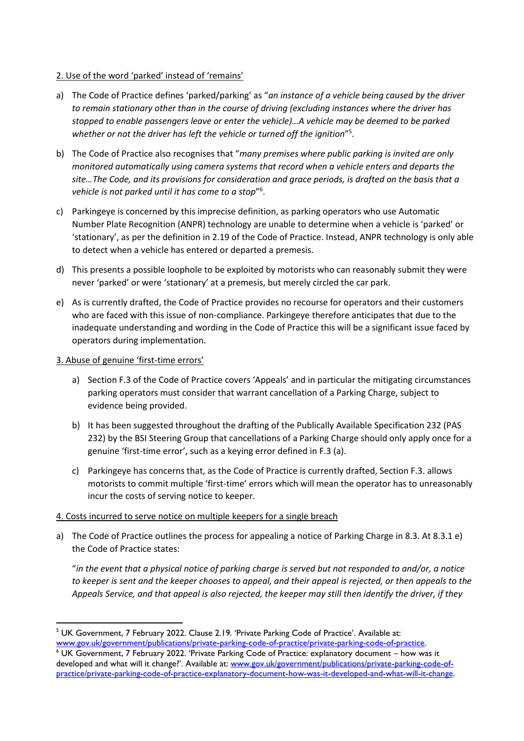2. Use of the word 'parked' instead of 'remains'

a) The Code of Practice defines 'parked/parking' as "*an instance of a vehicle being caused by the driver to remain stationary other than in the course of driving (excluding instances where the driver has stopped to enable passengers leave or enter the vehicle)…A vehicle may be deemed to be parked whether or not the driver has left the vehicle or turned off the ignition*"[5].

b) The Code of Practice also recognises that "*many premises where public parking is invited are only monitored automatically using camera systems that record when a vehicle enters and departs the site…The Code, and its provisions for consideration and grace periods, is drafted on the basis that a vehicle is not parked until it has come to a stop*"[6].

c) Parkingeye is concerned by this imprecise definition, as parking operators who use Automatic Number Plate Recognition (ANPR) technology are unable to determine when a vehicle is 'parked' or 'stationary', as per the definition in 2.19 of the Code of Practice. Instead, ANPR technology is only able to detect when a vehicle has entered or departed a premesis.

d) This presents a possible loophole to be exploited by motorists who can reasonably submit they were never 'parked' or were 'stationary' at a premesis, but merely circled the car park.

e) As is currently drafted, the Code of Practice provides no recourse for operators and their customers who are faced with this issue of non-compliance. Parkingeye therefore anticipates that due to the inadequate understanding and wording in the Code of Practice this will be a significant issue faced by operators during implementation.

3. Abuse of genuine 'first-time errors'

a) Section F.3 of the Code of Practice covers 'Appeals' and in particular the mitigating circumstances parking operators must consider that warrant cancellation of a Parking Charge, subject to evidence being provided.

b) It has been suggested throughout the drafting of the Publically Available Specification 232 (PAS 232) by the BSI Steering Group that cancellations of a Parking Charge should only apply once for a genuine 'first-time error', such as a keying error defined in F.3 (a).

c) Parkingeye has concerns that, as the Code of Practice is currently drafted, Section F.3. allows motorists to commit multiple 'first-time' errors which will mean the operator has to unreasonably incur the costs of serving notice to keeper.

4. Costs incurred to serve notice on multiple keepers for a single breach

a) The Code of Practice outlines the process for appealing a notice of Parking Charge in 8.3. At 8.3.1 e) the Code of Practice states:

"*in the event that a physical notice of parking charge is served but not responded to and/or, a notice to keeper is sent and the keeper chooses to appeal, and their appeal is rejected, or then appeals to the Appeals Service, and that appeal is also rejected, the keeper may still then identify the driver, if they*

---

[5] UK Government, 7 February 2022. Clause 2.19. 'Private Parking Code of Practice'. Available at: www.gov.uk/government/publications/private-parking-code-of-practice/private-parking-code-of-practice.

[6] UK Government, 7 February 2022. 'Private Parking Code of Practice: explanatory document – how was it developed and what will it change?'. Available at: www.gov.uk/government/publications/private-parking-code-of-practice/private-parking-code-of-practice-explanatory-document-how-was-it-developed-and-what-will-it-change.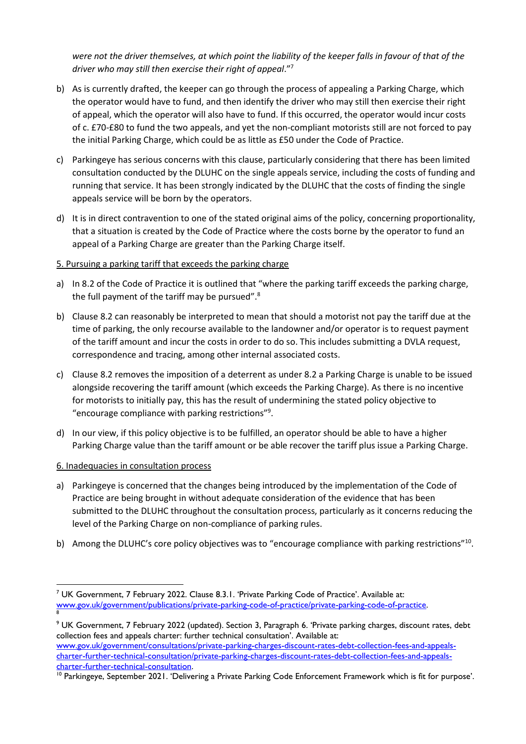*were not the driver themselves, at which point the liability of the keeper falls in favour of that of the driver who may still then exercise their right of appeal*."[7]

b) As is currently drafted, the keeper can go through the process of appealing a Parking Charge, which the operator would have to fund, and then identify the driver who may still then exercise their right of appeal, which the operator will also have to fund. If this occurred, the operator would incur costs of c. £70-£80 to fund the two appeals, and yet the non-compliant motorists still are not forced to pay the initial Parking Charge, which could be as little as £50 under the Code of Practice.

c) Parkingeye has serious concerns with this clause, particularly considering that there has been limited consultation conducted by the DLUHC on the single appeals service, including the costs of funding and running that service. It has been strongly indicated by the DLUHC that the costs of finding the single appeals service will be born by the operators.

d) It is in direct contravention to one of the stated original aims of the policy, concerning proportionality, that a situation is created by the Code of Practice where the costs borne by the operator to fund an appeal of a Parking Charge are greater than the Parking Charge itself.

5. Pursuing a parking tariff that exceeds the parking charge

a) In 8.2 of the Code of Practice it is outlined that "where the parking tariff exceeds the parking charge, the full payment of the tariff may be pursued".[8]

b) Clause 8.2 can reasonably be interpreted to mean that should a motorist not pay the tariff due at the time of parking, the only recourse available to the landowner and/or operator is to request payment of the tariff amount and incur the costs in order to do so. This includes submitting a DVLA request, correspondence and tracing, among other internal associated costs.

c) Clause 8.2 removes the imposition of a deterrent as under 8.2 a Parking Charge is unable to be issued alongside recovering the tariff amount (which exceeds the Parking Charge). As there is no incentive for motorists to initially pay, this has the result of undermining the stated policy objective to "encourage compliance with parking restrictions"[9].

d) In our view, if this policy objective is to be fulfilled, an operator should be able to have a higher Parking Charge value than the tariff amount or be able recover the tariff plus issue a Parking Charge.

6. Inadequacies in consultation process

a) Parkingeye is concerned that the changes being introduced by the implementation of the Code of Practice are being brought in without adequate consideration of the evidence that has been submitted to the DLUHC throughout the consultation process, particularly as it concerns reducing the level of the Parking Charge on non-compliance of parking rules.

b) Among the DLUHC's core policy objectives was to "encourage compliance with parking restrictions"[10].

---

[7] UK Government, 7 February 2022. Clause 8.3.1. 'Private Parking Code of Practice'. Available at: www.gov.uk/government/publications/private-parking-code-of-practice/private-parking-code-of-practice.

[8]

[9] UK Government, 7 February 2022 (updated). Section 3, Paragraph 6. 'Private parking charges, discount rates, debt collection fees and appeals charter: further technical consultation'. Available at: www.gov.uk/government/consultations/private-parking-charges-discount-rates-debt-collection-fees-and-appeals-charter-further-technical-consultation/private-parking-charges-discount-rates-debt-collection-fees-and-appeals-charter-further-technical-consultation.

[10] Parkingeye, September 2021. 'Delivering a Private Parking Code Enforcement Framework which is fit for purpose'.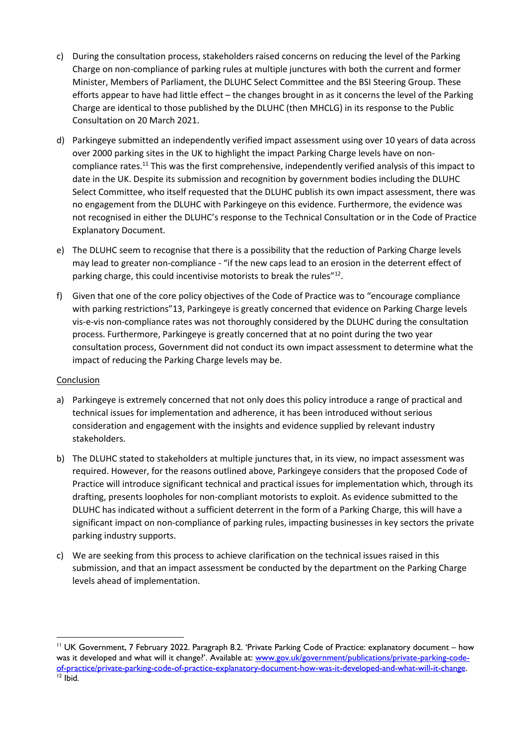c) During the consultation process, stakeholders raised concerns on reducing the level of the Parking Charge on non-compliance of parking rules at multiple junctures with both the current and former Minister, Members of Parliament, the DLUHC Select Committee and the BSI Steering Group. These efforts appear to have had little effect – the changes brought in as it concerns the level of the Parking Charge are identical to those published by the DLUHC (then MHCLG) in its response to the Public Consultation on 20 March 2021.

d) Parkingeye submitted an independently verified impact assessment using over 10 years of data across over 2000 parking sites in the UK to highlight the impact Parking Charge levels have on non-compliance rates.[11] This was the first comprehensive, independently verified analysis of this impact to date in the UK. Despite its submission and recognition by government bodies including the DLUHC Select Committee, who itself requested that the DLUHC publish its own impact assessment, there was no engagement from the DLUHC with Parkingeye on this evidence. Furthermore, the evidence was not recognised in either the DLUHC's response to the Technical Consultation or in the Code of Practice Explanatory Document.

e) The DLUHC seem to recognise that there is a possibility that the reduction of Parking Charge levels may lead to greater non-compliance - "if the new caps lead to an erosion in the deterrent effect of parking charge, this could incentivise motorists to break the rules"[12].

f) Given that one of the core policy objectives of the Code of Practice was to "encourage compliance with parking restrictions"13, Parkingeye is greatly concerned that evidence on Parking Charge levels vis-e-vis non-compliance rates was not thoroughly considered by the DLUHC during the consultation process. Furthermore, Parkingeye is greatly concerned that at no point during the two year consultation process, Government did not conduct its own impact assessment to determine what the impact of reducing the Parking Charge levels may be.

Conclusion

a) Parkingeye is extremely concerned that not only does this policy introduce a range of practical and technical issues for implementation and adherence, it has been introduced without serious consideration and engagement with the insights and evidence supplied by relevant industry stakeholders.

b) The DLUHC stated to stakeholders at multiple junctures that, in its view, no impact assessment was required. However, for the reasons outlined above, Parkingeye considers that the proposed Code of Practice will introduce significant technical and practical issues for implementation which, through its drafting, presents loopholes for non-compliant motorists to exploit. As evidence submitted to the DLUHC has indicated without a sufficient deterrent in the form of a Parking Charge, this will have a significant impact on non-compliance of parking rules, impacting businesses in key sectors the private parking industry supports.

c) We are seeking from this process to achieve clarification on the technical issues raised in this submission, and that an impact assessment be conducted by the department on the Parking Charge levels ahead of implementation.

---

[11] UK Government, 7 February 2022. Paragraph 8.2. 'Private Parking Code of Practice: explanatory document – how was it developed and what will it change?'. Available at: www.gov.uk/government/publications/private-parking-code-of-practice/private-parking-code-of-practice-explanatory-document-how-was-it-developed-and-what-will-it-change.

[12] Ibid.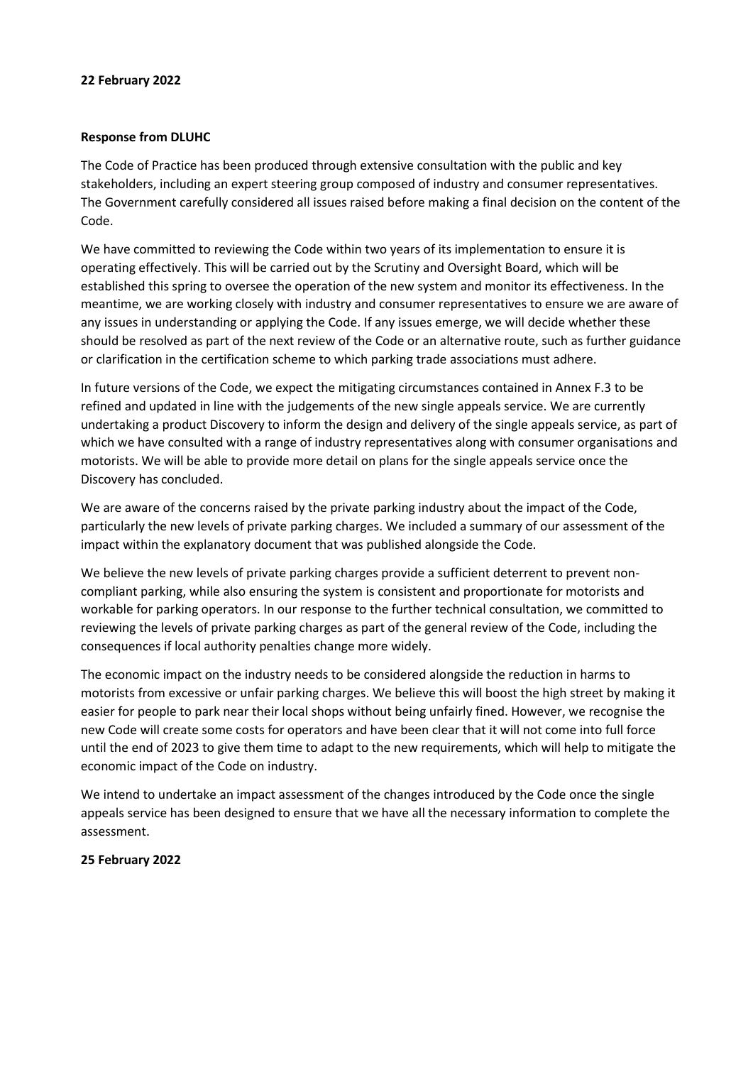**22 February 2022**

**Response from DLUHC**

The Code of Practice has been produced through extensive consultation with the public and key stakeholders, including an expert steering group composed of industry and consumer representatives. The Government carefully considered all issues raised before making a final decision on the content of the Code.

We have committed to reviewing the Code within two years of its implementation to ensure it is operating effectively. This will be carried out by the Scrutiny and Oversight Board, which will be established this spring to oversee the operation of the new system and monitor its effectiveness. In the meantime, we are working closely with industry and consumer representatives to ensure we are aware of any issues in understanding or applying the Code. If any issues emerge, we will decide whether these should be resolved as part of the next review of the Code or an alternative route, such as further guidance or clarification in the certification scheme to which parking trade associations must adhere.

In future versions of the Code, we expect the mitigating circumstances contained in Annex F.3 to be refined and updated in line with the judgements of the new single appeals service. We are currently undertaking a product Discovery to inform the design and delivery of the single appeals service, as part of which we have consulted with a range of industry representatives along with consumer organisations and motorists. We will be able to provide more detail on plans for the single appeals service once the Discovery has concluded.

We are aware of the concerns raised by the private parking industry about the impact of the Code, particularly the new levels of private parking charges. We included a summary of our assessment of the impact within the explanatory document that was published alongside the Code.

We believe the new levels of private parking charges provide a sufficient deterrent to prevent non-compliant parking, while also ensuring the system is consistent and proportionate for motorists and workable for parking operators. In our response to the further technical consultation, we committed to reviewing the levels of private parking charges as part of the general review of the Code, including the consequences if local authority penalties change more widely.

The economic impact on the industry needs to be considered alongside the reduction in harms to motorists from excessive or unfair parking charges. We believe this will boost the high street by making it easier for people to park near their local shops without being unfairly fined. However, we recognise the new Code will create some costs for operators and have been clear that it will not come into full force until the end of 2023 to give them time to adapt to the new requirements, which will help to mitigate the economic impact of the Code on industry.

We intend to undertake an impact assessment of the changes introduced by the Code once the single appeals service has been designed to ensure that we have all the necessary information to complete the assessment.

**25 February 2022**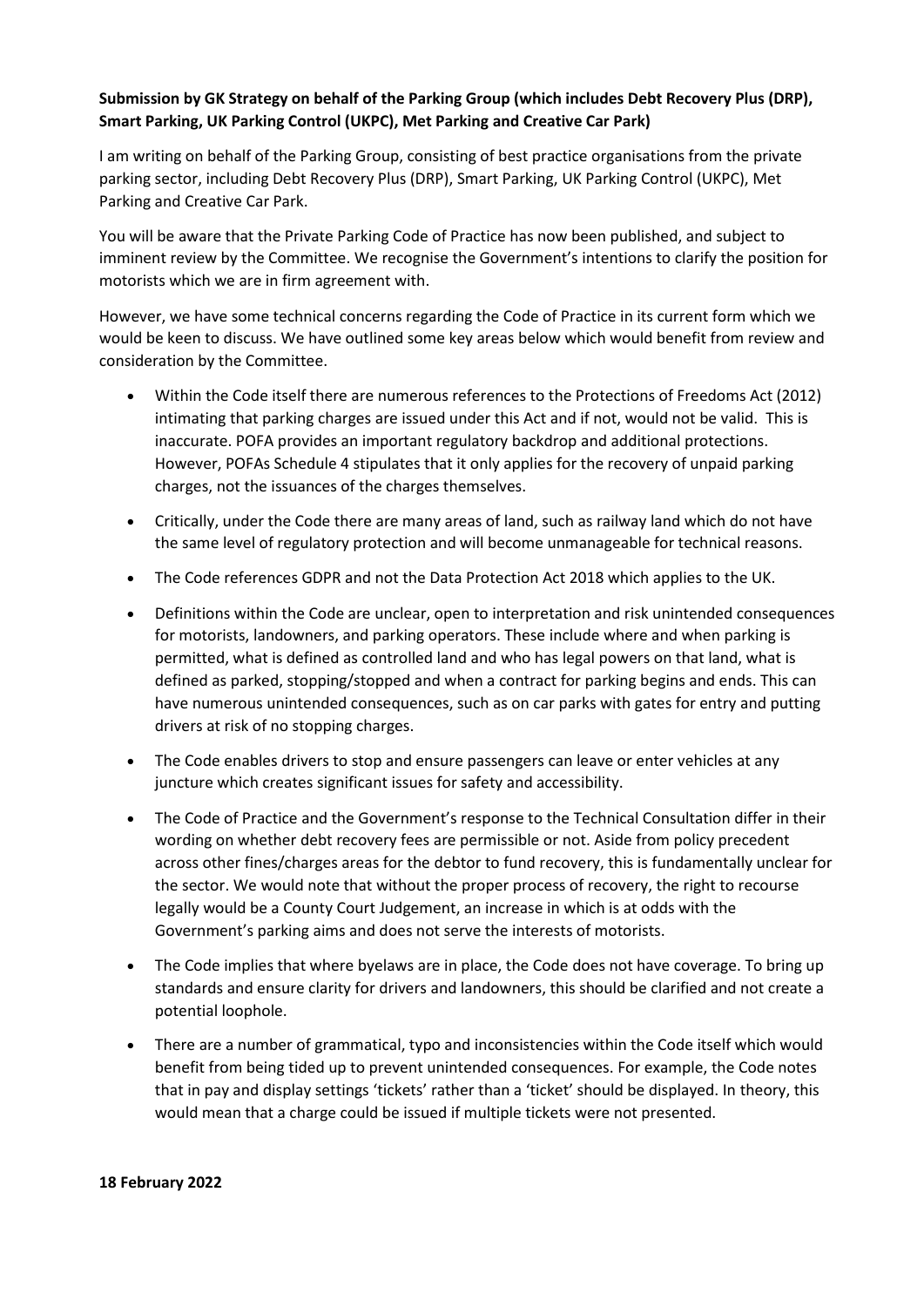**Submission by GK Strategy on behalf of the Parking Group (which includes Debt Recovery Plus (DRP), Smart Parking, UK Parking Control (UKPC), Met Parking and Creative Car Park)**

I am writing on behalf of the Parking Group, consisting of best practice organisations from the private parking sector, including Debt Recovery Plus (DRP), Smart Parking, UK Parking Control (UKPC), Met Parking and Creative Car Park.

You will be aware that the Private Parking Code of Practice has now been published, and subject to imminent review by the Committee. We recognise the Government's intentions to clarify the position for motorists which we are in firm agreement with.

However, we have some technical concerns regarding the Code of Practice in its current form which we would be keen to discuss. We have outlined some key areas below which would benefit from review and consideration by the Committee.

- Within the Code itself there are numerous references to the Protections of Freedoms Act (2012) intimating that parking charges are issued under this Act and if not, would not be valid. This is inaccurate. POFA provides an important regulatory backdrop and additional protections. However, POFAs Schedule 4 stipulates that it only applies for the recovery of unpaid parking charges, not the issuances of the charges themselves.
- Critically, under the Code there are many areas of land, such as railway land which do not have the same level of regulatory protection and will become unmanageable for technical reasons.
- The Code references GDPR and not the Data Protection Act 2018 which applies to the UK.
- Definitions within the Code are unclear, open to interpretation and risk unintended consequences for motorists, landowners, and parking operators. These include where and when parking is permitted, what is defined as controlled land and who has legal powers on that land, what is defined as parked, stopping/stopped and when a contract for parking begins and ends. This can have numerous unintended consequences, such as on car parks with gates for entry and putting drivers at risk of no stopping charges.
- The Code enables drivers to stop and ensure passengers can leave or enter vehicles at any juncture which creates significant issues for safety and accessibility.
- The Code of Practice and the Government's response to the Technical Consultation differ in their wording on whether debt recovery fees are permissible or not. Aside from policy precedent across other fines/charges areas for the debtor to fund recovery, this is fundamentally unclear for the sector. We would note that without the proper process of recovery, the right to recourse legally would be a County Court Judgement, an increase in which is at odds with the Government's parking aims and does not serve the interests of motorists.
- The Code implies that where byelaws are in place, the Code does not have coverage. To bring up standards and ensure clarity for drivers and landowners, this should be clarified and not create a potential loophole.
- There are a number of grammatical, typo and inconsistencies within the Code itself which would benefit from being tided up to prevent unintended consequences. For example, the Code notes that in pay and display settings 'tickets' rather than a 'ticket' should be displayed. In theory, this would mean that a charge could be issued if multiple tickets were not presented.

**18 February 2022**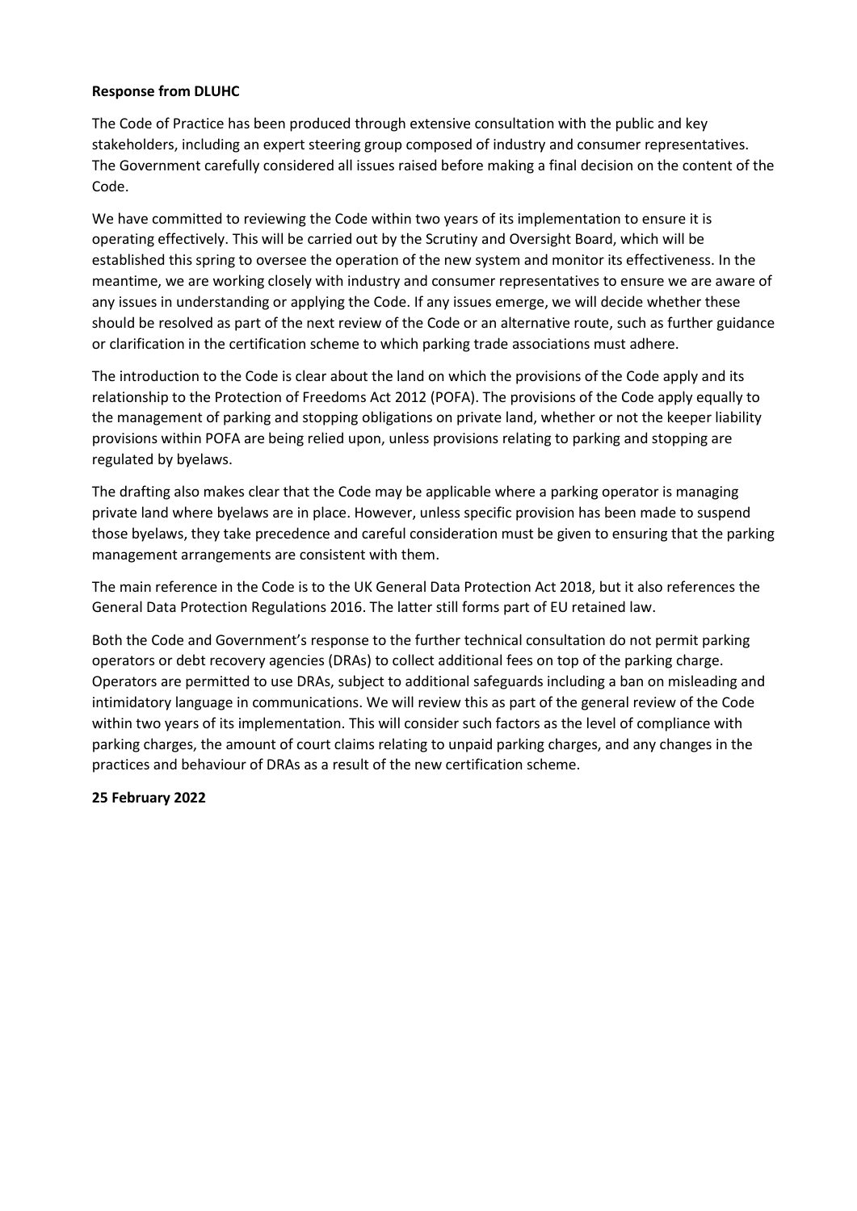**Response from DLUHC**

The Code of Practice has been produced through extensive consultation with the public and key stakeholders, including an expert steering group composed of industry and consumer representatives. The Government carefully considered all issues raised before making a final decision on the content of the Code.

We have committed to reviewing the Code within two years of its implementation to ensure it is operating effectively. This will be carried out by the Scrutiny and Oversight Board, which will be established this spring to oversee the operation of the new system and monitor its effectiveness. In the meantime, we are working closely with industry and consumer representatives to ensure we are aware of any issues in understanding or applying the Code. If any issues emerge, we will decide whether these should be resolved as part of the next review of the Code or an alternative route, such as further guidance or clarification in the certification scheme to which parking trade associations must adhere.

The introduction to the Code is clear about the land on which the provisions of the Code apply and its relationship to the Protection of Freedoms Act 2012 (POFA). The provisions of the Code apply equally to the management of parking and stopping obligations on private land, whether or not the keeper liability provisions within POFA are being relied upon, unless provisions relating to parking and stopping are regulated by byelaws.

The drafting also makes clear that the Code may be applicable where a parking operator is managing private land where byelaws are in place. However, unless specific provision has been made to suspend those byelaws, they take precedence and careful consideration must be given to ensuring that the parking management arrangements are consistent with them.

The main reference in the Code is to the UK General Data Protection Act 2018, but it also references the General Data Protection Regulations 2016. The latter still forms part of EU retained law.

Both the Code and Government's response to the further technical consultation do not permit parking operators or debt recovery agencies (DRAs) to collect additional fees on top of the parking charge. Operators are permitted to use DRAs, subject to additional safeguards including a ban on misleading and intimidatory language in communications. We will review this as part of the general review of the Code within two years of its implementation. This will consider such factors as the level of compliance with parking charges, the amount of court claims relating to unpaid parking charges, and any changes in the practices and behaviour of DRAs as a result of the new certification scheme.

**25 February 2022**